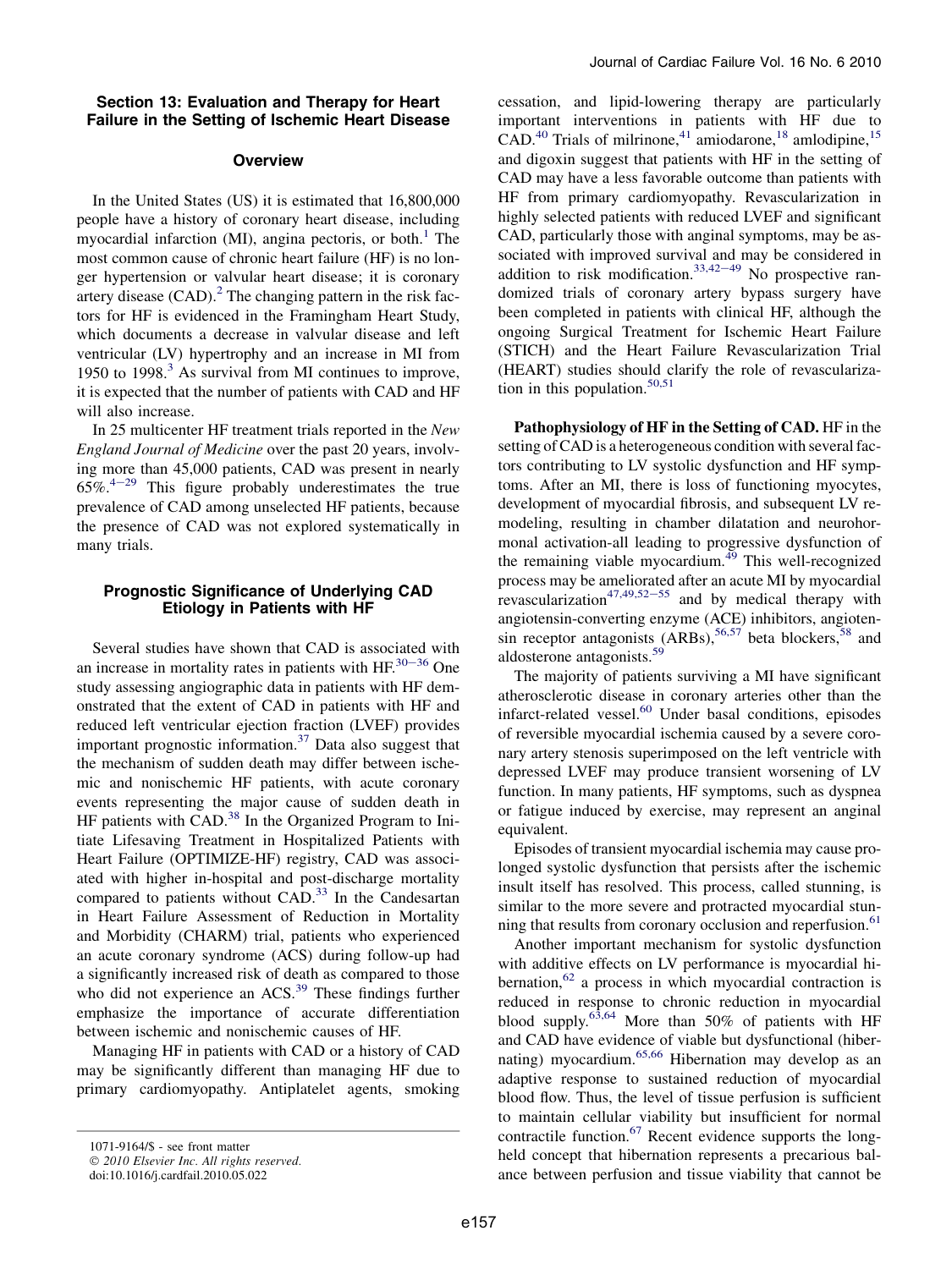## Section 13: Evaluation and Therapy for Heart Failure in the Setting of Ischemic Heart Disease

### Overview

In the United States (US) it is estimated that 16,800,000 people have a history of coronary heart disease, including myocardial infarction (MI), angina pectoris, or both.[1] The most common cause of chronic heart failure (HF) is no longer hypertension or valvular heart disease; it is coronary artery disease (CAD).[2] The changing pattern in the risk factors for HF is evidenced in the Framingham Heart Study, which documents a decrease in valvular disease and left ventricular (LV) hypertrophy and an increase in MI from 1950 to 1998.[3] As survival from MI continues to improve, it is expected that the number of patients with CAD and HF will also increase.

In 25 multicenter HF treatment trials reported in the *New England Journal of Medicine* over the past 20 years, involving more than 45,000 patients, CAD was present in nearly 65%.[4−29] This figure probably underestimates the true prevalence of CAD among unselected HF patients, because the presence of CAD was not explored systematically in many trials.

### Prognostic Significance of Underlying CAD Etiology in Patients with HF

Several studies have shown that CAD is associated with an increase in mortality rates in patients with HF.[30−36] One study assessing angiographic data in patients with HF demonstrated that the extent of CAD in patients with HF and reduced left ventricular ejection fraction (LVEF) provides important prognostic information.[37] Data also suggest that the mechanism of sudden death may differ between ischemic and nonischemic HF patients, with acute coronary events representing the major cause of sudden death in HF patients with CAD.[38] In the Organized Program to Initiate Lifesaving Treatment in Hospitalized Patients with Heart Failure (OPTIMIZE-HF) registry, CAD was associated with higher in-hospital and post-discharge mortality compared to patients without CAD.[33] In the Candesartan in Heart Failure Assessment of Reduction in Mortality and Morbidity (CHARM) trial, patients who experienced an acute coronary syndrome (ACS) during follow-up had a significantly increased risk of death as compared to those who did not experience an ACS.[39] These findings further emphasize the importance of accurate differentiation between ischemic and nonischemic causes of HF.

Managing HF in patients with CAD or a history of CAD may be significantly different than managing HF due to primary cardiomyopathy. Antiplatelet agents, smoking cessation, and lipid-lowering therapy are particularly important interventions in patients with HF due to CAD.[40] Trials of milrinone,[41] amiodarone,[18] amlodipine,[15] and digoxin suggest that patients with HF in the setting of CAD may have a less favorable outcome than patients with HF from primary cardiomyopathy. Revascularization in highly selected patients with reduced LVEF and significant CAD, particularly those with anginal symptoms, may be associated with improved survival and may be considered in addition to risk modification.[33,42−49] No prospective randomized trials of coronary artery bypass surgery have been completed in patients with clinical HF, although the ongoing Surgical Treatment for Ischemic Heart Failure (STICH) and the Heart Failure Revascularization Trial (HEART) studies should clarify the role of revascularization in this population.[50,51]

**Pathophysiology of HF in the Setting of CAD.** HF in the setting of CAD is a heterogeneous condition with several factors contributing to LV systolic dysfunction and HF symptoms. After an MI, there is loss of functioning myocytes, development of myocardial fibrosis, and subsequent LV remodeling, resulting in chamber dilatation and neurohormonal activation-all leading to progressive dysfunction of the remaining viable myocardium.[49] This well-recognized process may be ameliorated after an acute MI by myocardial revascularization[47,49,52−55] and by medical therapy with angiotensin-converting enzyme (ACE) inhibitors, angiotensin receptor antagonists (ARBs),[56,57] beta blockers,[58] and aldosterone antagonists.[59]

The majority of patients surviving a MI have significant atherosclerotic disease in coronary arteries other than the infarct-related vessel.[60] Under basal conditions, episodes of reversible myocardial ischemia caused by a severe coronary artery stenosis superimposed on the left ventricle with depressed LVEF may produce transient worsening of LV function. In many patients, HF symptoms, such as dyspnea or fatigue induced by exercise, may represent an anginal equivalent.

Episodes of transient myocardial ischemia may cause prolonged systolic dysfunction that persists after the ischemic insult itself has resolved. This process, called stunning, is similar to the more severe and protracted myocardial stunning that results from coronary occlusion and reperfusion.[61]

Another important mechanism for systolic dysfunction with additive effects on LV performance is myocardial hibernation,[62] a process in which myocardial contraction is reduced in response to chronic reduction in myocardial blood supply.[63,64] More than 50% of patients with HF and CAD have evidence of viable but dysfunctional (hibernating) myocardium.[65,66] Hibernation may develop as an adaptive response to sustained reduction of myocardial blood flow. Thus, the level of tissue perfusion is sufficient to maintain cellular viability but insufficient for normal contractile function.[67] Recent evidence supports the long-held concept that hibernation represents a precarious balance between perfusion and tissue viability that cannot be

1071-9164/$ - see front matter
© 2010 Elsevier Inc. All rights reserved.
doi:10.1016/j.cardfail.2010.05.022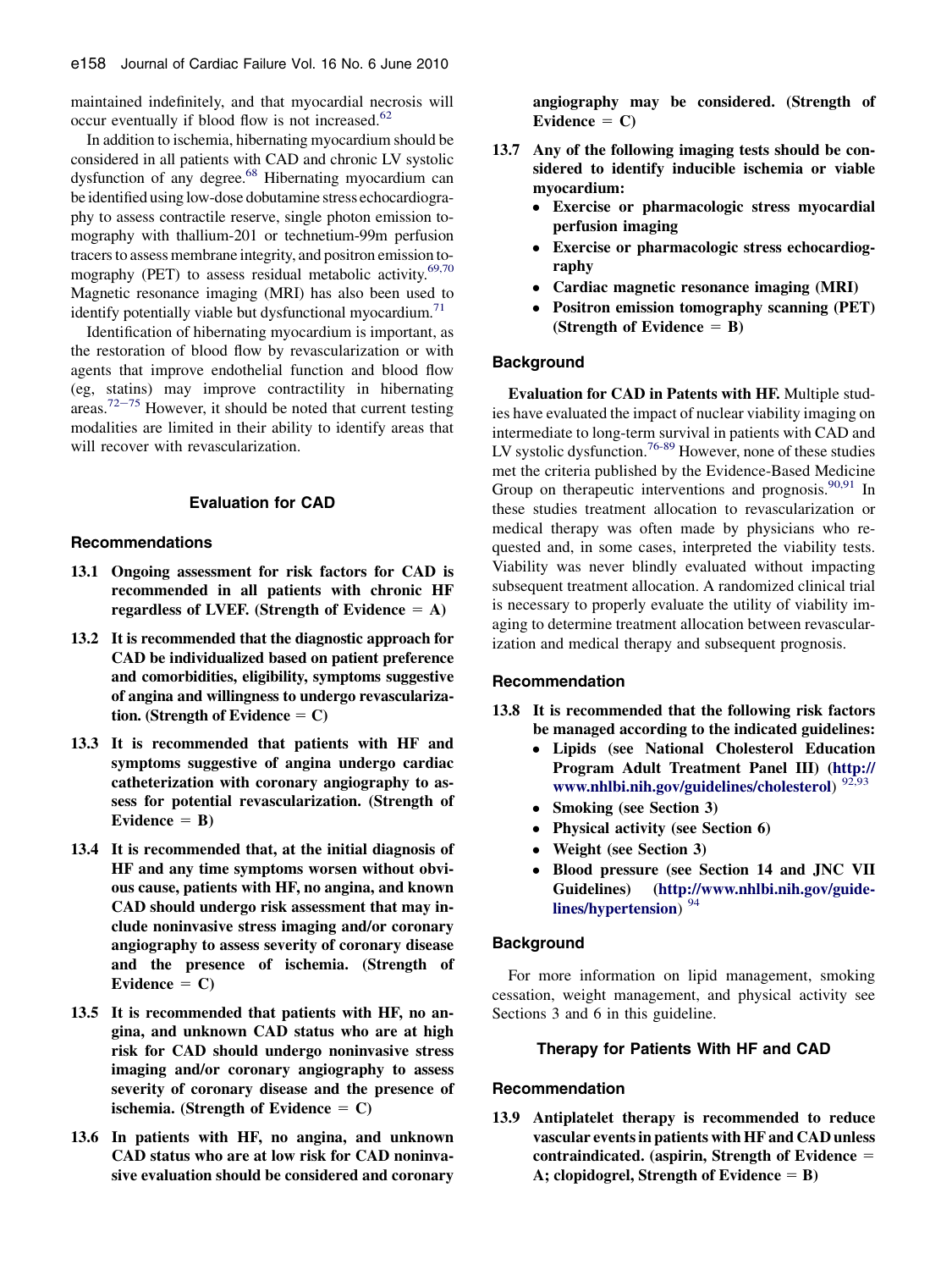maintained indefinitely, and that myocardial necrosis will occur eventually if blood flow is not increased.[62]

In addition to ischemia, hibernating myocardium should be considered in all patients with CAD and chronic LV systolic dysfunction of any degree.[68] Hibernating myocardium can be identified using low-dose dobutamine stress echocardiography to assess contractile reserve, single photon emission tomography with thallium-201 or technetium-99m perfusion tracers to assess membrane integrity, and positron emission tomography (PET) to assess residual metabolic activity.[69,70] Magnetic resonance imaging (MRI) has also been used to identify potentially viable but dysfunctional myocardium.[71]

Identification of hibernating myocardium is important, as the restoration of blood flow by revascularization or with agents that improve endothelial function and blood flow (eg, statins) may improve contractility in hibernating areas.[72–75] However, it should be noted that current testing modalities are limited in their ability to identify areas that will recover with revascularization.

## Evaluation for CAD

### Recommendations

**13.1 Ongoing assessment for risk factors for CAD is recommended in all patients with chronic HF regardless of LVEF. (Strength of Evidence = A)**

**13.2 It is recommended that the diagnostic approach for CAD be individualized based on patient preference and comorbidities, eligibility, symptoms suggestive of angina and willingness to undergo revascularization. (Strength of Evidence = C)**

**13.3 It is recommended that patients with HF and symptoms suggestive of angina undergo cardiac catheterization with coronary angiography to assess for potential revascularization. (Strength of Evidence = B)**

**13.4 It is recommended that, at the initial diagnosis of HF and any time symptoms worsen without obvious cause, patients with HF, no angina, and known CAD should undergo risk assessment that may include noninvasive stress imaging and/or coronary angiography to assess severity of coronary disease and the presence of ischemia. (Strength of Evidence = C)**

**13.5 It is recommended that patients with HF, no angina, and unknown CAD status who are at high risk for CAD should undergo noninvasive stress imaging and/or coronary angiography to assess severity of coronary disease and the presence of ischemia. (Strength of Evidence = C)**

**13.6 In patients with HF, no angina, and unknown CAD status who are at low risk for CAD noninvasive evaluation should be considered and coronary angiography may be considered. (Strength of Evidence = C)**

**13.7 Any of the following imaging tests should be considered to identify inducible ischemia or viable myocardium:**

- **Exercise or pharmacologic stress myocardial perfusion imaging**
- **Exercise or pharmacologic stress echocardiography**
- **Cardiac magnetic resonance imaging (MRI)**
- **Positron emission tomography scanning (PET) (Strength of Evidence = B)**

### Background

**Evaluation for CAD in Patents with HF.** Multiple studies have evaluated the impact of nuclear viability imaging on intermediate to long-term survival in patients with CAD and LV systolic dysfunction.[76-89] However, none of these studies met the criteria published by the Evidence-Based Medicine Group on therapeutic interventions and prognosis.[90,91] In these studies treatment allocation to revascularization or medical therapy was often made by physicians who requested and, in some cases, interpreted the viability tests. Viability was never blindly evaluated without impacting subsequent treatment allocation. A randomized clinical trial is necessary to properly evaluate the utility of viability imaging to determine treatment allocation between revascularization and medical therapy and subsequent prognosis.

### Recommendation

**13.8 It is recommended that the following risk factors be managed according to the indicated guidelines:**

- **Lipids (see National Cholesterol Education Program Adult Treatment Panel III) (http://www.nhlbi.nih.gov/guidelines/cholesterol)** [92,93]
- **Smoking (see Section 3)**
- **Physical activity (see Section 6)**
- **Weight (see Section 3)**
- **Blood pressure (see Section 14 and JNC VII Guidelines) (http://www.nhlbi.nih.gov/guidelines/hypertension)** [94]

### Background

For more information on lipid management, smoking cessation, weight management, and physical activity see Sections 3 and 6 in this guideline.

## Therapy for Patients With HF and CAD

### Recommendation

**13.9 Antiplatelet therapy is recommended to reduce vascular events in patients with HF and CAD unless contraindicated. (aspirin, Strength of Evidence = A; clopidogrel, Strength of Evidence = B)**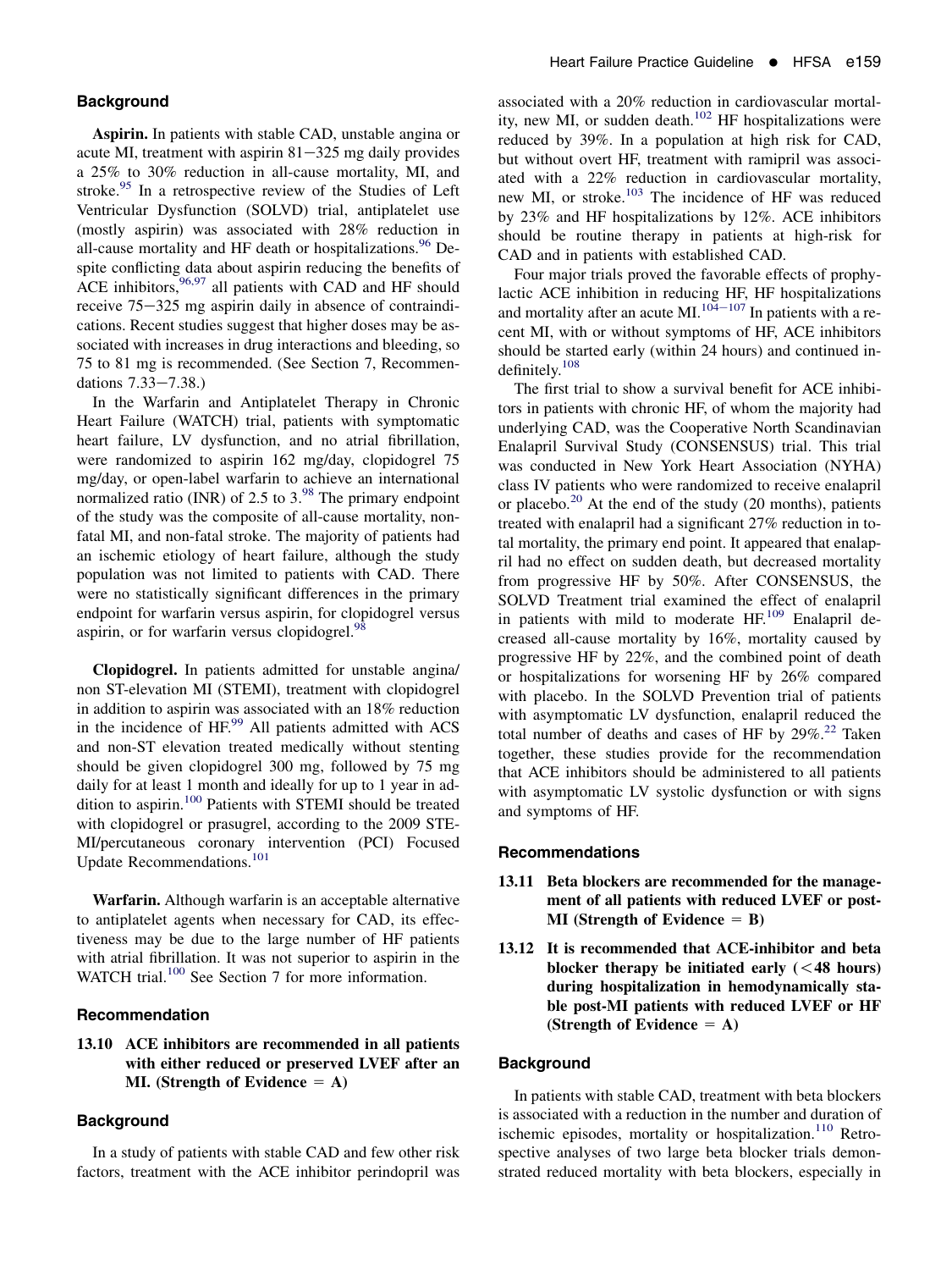### Background

**Aspirin.** In patients with stable CAD, unstable angina or acute MI, treatment with aspirin 81−325 mg daily provides a 25% to 30% reduction in all-cause mortality, MI, and stroke.[95] In a retrospective review of the Studies of Left Ventricular Dysfunction (SOLVD) trial, antiplatelet use (mostly aspirin) was associated with 28% reduction in all-cause mortality and HF death or hospitalizations.[96] Despite conflicting data about aspirin reducing the benefits of ACE inhibitors,[96,97] all patients with CAD and HF should receive 75−325 mg aspirin daily in absence of contraindications. Recent studies suggest that higher doses may be associated with increases in drug interactions and bleeding, so 75 to 81 mg is recommended. (See Section 7, Recommendations 7.33−7.38.)

In the Warfarin and Antiplatelet Therapy in Chronic Heart Failure (WATCH) trial, patients with symptomatic heart failure, LV dysfunction, and no atrial fibrillation, were randomized to aspirin 162 mg/day, clopidogrel 75 mg/day, or open-label warfarin to achieve an international normalized ratio (INR) of 2.5 to 3.[98] The primary endpoint of the study was the composite of all-cause mortality, non-fatal MI, and non-fatal stroke. The majority of patients had an ischemic etiology of heart failure, although the study population was not limited to patients with CAD. There were no statistically significant differences in the primary endpoint for warfarin versus aspirin, for clopidogrel versus aspirin, or for warfarin versus clopidogrel.[98]

**Clopidogrel.** In patients admitted for unstable angina/non ST-elevation MI (STEMI), treatment with clopidogrel in addition to aspirin was associated with an 18% reduction in the incidence of HF.[99] All patients admitted with ACS and non-ST elevation treated medically without stenting should be given clopidogrel 300 mg, followed by 75 mg daily for at least 1 month and ideally for up to 1 year in addition to aspirin.[100] Patients with STEMI should be treated with clopidogrel or prasugrel, according to the 2009 STEMI/percutaneous coronary intervention (PCI) Focused Update Recommendations.[101]

**Warfarin.** Although warfarin is an acceptable alternative to antiplatelet agents when necessary for CAD, its effectiveness may be due to the large number of HF patients with atrial fibrillation. It was not superior to aspirin in the WATCH trial.[100] See Section 7 for more information.

### Recommendation

**13.10 ACE inhibitors are recommended in all patients with either reduced or preserved LVEF after an MI. (Strength of Evidence = A)**

### Background

In a study of patients with stable CAD and few other risk factors, treatment with the ACE inhibitor perindopril was associated with a 20% reduction in cardiovascular mortality, new MI, or sudden death.[102] HF hospitalizations were reduced by 39%. In a population at high risk for CAD, but without overt HF, treatment with ramipril was associated with a 22% reduction in cardiovascular mortality, new MI, or stroke.[103] The incidence of HF was reduced by 23% and HF hospitalizations by 12%. ACE inhibitors should be routine therapy in patients at high-risk for CAD and in patients with established CAD.

Four major trials proved the favorable effects of prophylactic ACE inhibition in reducing HF, HF hospitalizations and mortality after an acute MI.[104−107] In patients with a recent MI, with or without symptoms of HF, ACE inhibitors should be started early (within 24 hours) and continued indefinitely.[108]

The first trial to show a survival benefit for ACE inhibitors in patients with chronic HF, of whom the majority had underlying CAD, was the Cooperative North Scandinavian Enalapril Survival Study (CONSENSUS) trial. This trial was conducted in New York Heart Association (NYHA) class IV patients who were randomized to receive enalapril or placebo.[20] At the end of the study (20 months), patients treated with enalapril had a significant 27% reduction in total mortality, the primary end point. It appeared that enalapril had no effect on sudden death, but decreased mortality from progressive HF by 50%. After CONSENSUS, the SOLVD Treatment trial examined the effect of enalapril in patients with mild to moderate HF.[109] Enalapril decreased all-cause mortality by 16%, mortality caused by progressive HF by 22%, and the combined point of death or hospitalizations for worsening HF by 26% compared with placebo. In the SOLVD Prevention trial of patients with asymptomatic LV dysfunction, enalapril reduced the total number of deaths and cases of HF by 29%.[22] Taken together, these studies provide for the recommendation that ACE inhibitors should be administered to all patients with asymptomatic LV systolic dysfunction or with signs and symptoms of HF.

### Recommendations

**13.11 Beta blockers are recommended for the management of all patients with reduced LVEF or post-MI (Strength of Evidence = B)**

**13.12 It is recommended that ACE-inhibitor and beta blocker therapy be initiated early (<48 hours) during hospitalization in hemodynamically stable post-MI patients with reduced LVEF or HF (Strength of Evidence = A)**

### Background

In patients with stable CAD, treatment with beta blockers is associated with a reduction in the number and duration of ischemic episodes, mortality or hospitalization.[110] Retrospective analyses of two large beta blocker trials demonstrated reduced mortality with beta blockers, especially in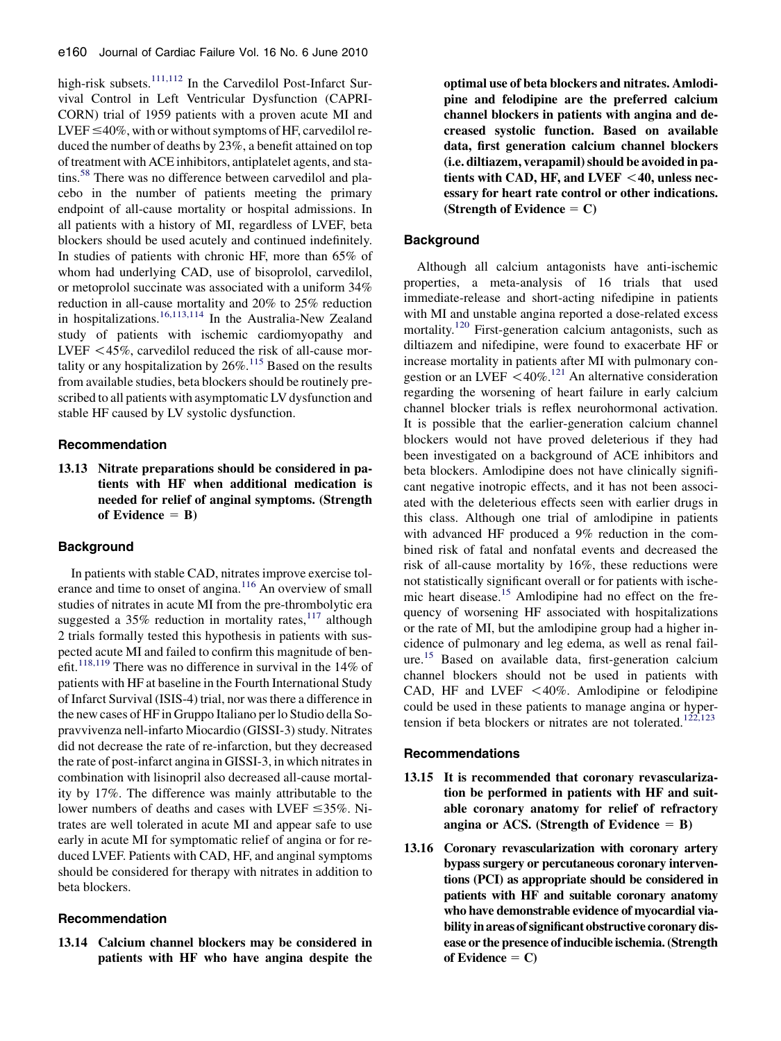high-risk subsets.[111,112] In the Carvedilol Post-Infarct Survival Control in Left Ventricular Dysfunction (CAPRICORN) trial of 1959 patients with a proven acute MI and LVEF ≤40%, with or without symptoms of HF, carvedilol reduced the number of deaths by 23%, a benefit attained on top of treatment with ACE inhibitors, antiplatelet agents, and statins.[58] There was no difference between carvedilol and placebo in the number of patients meeting the primary endpoint of all-cause mortality or hospital admissions. In all patients with a history of MI, regardless of LVEF, beta blockers should be used acutely and continued indefinitely. In studies of patients with chronic HF, more than 65% of whom had underlying CAD, use of bisoprolol, carvedilol, or metoprolol succinate was associated with a uniform 34% reduction in all-cause mortality and 20% to 25% reduction in hospitalizations.[16,113,114] In the Australia-New Zealand study of patients with ischemic cardiomyopathy and LVEF <45%, carvedilol reduced the risk of all-cause mortality or any hospitalization by 26%.[115] Based on the results from available studies, beta blockers should be routinely prescribed to all patients with asymptomatic LV dysfunction and stable HF caused by LV systolic dysfunction.

### Recommendation

**13.13 Nitrate preparations should be considered in patients with HF when additional medication is needed for relief of anginal symptoms. (Strength of Evidence = B)**

### Background

In patients with stable CAD, nitrates improve exercise tolerance and time to onset of angina.[116] An overview of small studies of nitrates in acute MI from the pre-thrombolytic era suggested a 35% reduction in mortality rates,[117] although 2 trials formally tested this hypothesis in patients with suspected acute MI and failed to confirm this magnitude of benefit.[118,119] There was no difference in survival in the 14% of patients with HF at baseline in the Fourth International Study of Infarct Survival (ISIS-4) trial, nor was there a difference in the new cases of HF in Gruppo Italiano per lo Studio della Sopravvivenza nell-infarto Miocardio (GISSI-3) study. Nitrates did not decrease the rate of re-infarction, but they decreased the rate of post-infarct angina in GISSI-3, in which nitrates in combination with lisinopril also decreased all-cause mortality by 17%. The difference was mainly attributable to the lower numbers of deaths and cases with LVEF ≤35%. Nitrates are well tolerated in acute MI and appear safe to use early in acute MI for symptomatic relief of angina or for reduced LVEF. Patients with CAD, HF, and anginal symptoms should be considered for therapy with nitrates in addition to beta blockers.

### Recommendation

**13.14 Calcium channel blockers may be considered in patients with HF who have angina despite the optimal use of beta blockers and nitrates. Amlodipine and felodipine are the preferred calcium channel blockers in patients with angina and decreased systolic function. Based on available data, first generation calcium channel blockers (i.e. diltiazem, verapamil) should be avoided in patients with CAD, HF, and LVEF <40, unless necessary for heart rate control or other indications. (Strength of Evidence = C)**

### Background

Although all calcium antagonists have anti-ischemic properties, a meta-analysis of 16 trials that used immediate-release and short-acting nifedipine in patients with MI and unstable angina reported a dose-related excess mortality.[120] First-generation calcium antagonists, such as diltiazem and nifedipine, were found to exacerbate HF or increase mortality in patients after MI with pulmonary congestion or an LVEF <40%.[121] An alternative consideration regarding the worsening of heart failure in early calcium channel blocker trials is reflex neurohormonal activation. It is possible that the earlier-generation calcium channel blockers would not have proved deleterious if they had been investigated on a background of ACE inhibitors and beta blockers. Amlodipine does not have clinically significant negative inotropic effects, and it has not been associated with the deleterious effects seen with earlier drugs in this class. Although one trial of amlodipine in patients with advanced HF produced a 9% reduction in the combined risk of fatal and nonfatal events and decreased the risk of all-cause mortality by 16%, these reductions were not statistically significant overall or for patients with ischemic heart disease.[15] Amlodipine had no effect on the frequency of worsening HF associated with hospitalizations or the rate of MI, but the amlodipine group had a higher incidence of pulmonary and leg edema, as well as renal failure.[15] Based on available data, first-generation calcium channel blockers should not be used in patients with CAD, HF and LVEF <40%. Amlodipine or felodipine could be used in these patients to manage angina or hypertension if beta blockers or nitrates are not tolerated.[122,123]

### Recommendations

**13.15 It is recommended that coronary revascularization be performed in patients with HF and suitable coronary anatomy for relief of refractory angina or ACS. (Strength of Evidence = B)**

**13.16 Coronary revascularization with coronary artery bypass surgery or percutaneous coronary interventions (PCI) as appropriate should be considered in patients with HF and suitable coronary anatomy who have demonstrable evidence of myocardial viability in areas of significant obstructive coronary disease or the presence of inducible ischemia. (Strength of Evidence = C)**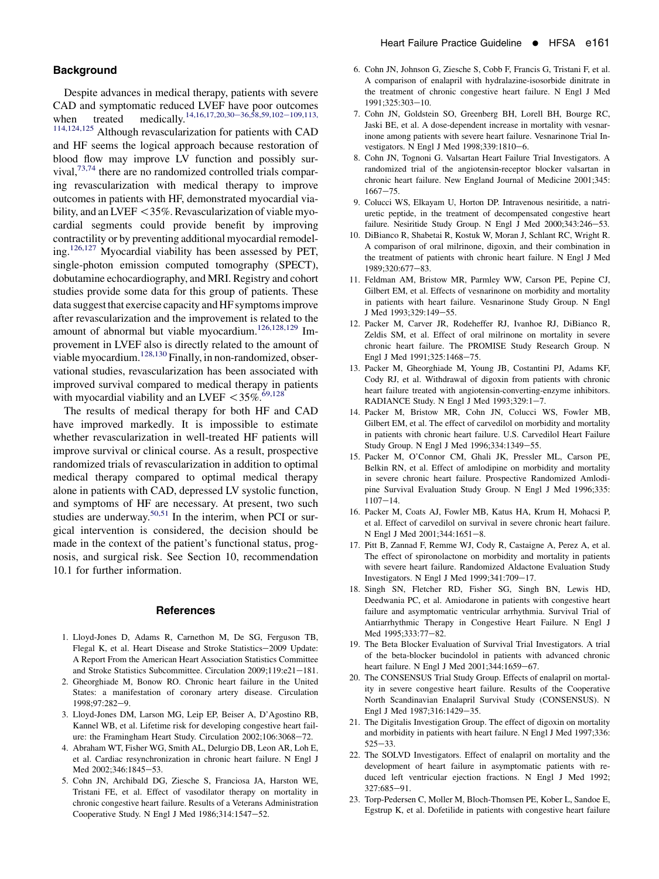### Background

Despite advances in medical therapy, patients with severe CAD and symptomatic reduced LVEF have poor outcomes when treated medically.[14,16,17,20,30–36,58,59,102–109,113,114,124,125] Although revascularization for patients with CAD and HF seems the logical approach because restoration of blood flow may improve LV function and possibly survival,[73,74] there are no randomized controlled trials comparing revascularization with medical therapy to improve outcomes in patients with HF, demonstrated myocardial viability, and an LVEF <35%. Revascularization of viable myocardial segments could provide benefit by improving contractility or by preventing additional myocardial remodeling.[126,127] Myocardial viability has been assessed by PET, single-photon emission computed tomography (SPECT), dobutamine echocardiography, and MRI. Registry and cohort studies provide some data for this group of patients. These data suggest that exercise capacity and HF symptoms improve after revascularization and the improvement is related to the amount of abnormal but viable myocardium.[126,128,129] Improvement in LVEF also is directly related to the amount of viable myocardium.[128,130] Finally, in non-randomized, observational studies, revascularization has been associated with improved survival compared to medical therapy in patients with myocardial viability and an LVEF <35%.[69,128]

The results of medical therapy for both HF and CAD have improved markedly. It is impossible to estimate whether revascularization in well-treated HF patients will improve survival or clinical course. As a result, prospective randomized trials of revascularization in addition to optimal medical therapy compared to optimal medical therapy alone in patients with CAD, depressed LV systolic function, and symptoms of HF are necessary. At present, two such studies are underway.[50,51] In the interim, when PCI or surgical intervention is considered, the decision should be made in the context of the patient's functional status, prognosis, and surgical risk. See Section 10, recommendation 10.1 for further information.

## References

1. Lloyd-Jones D, Adams R, Carnethon M, De SG, Ferguson TB, Flegal K, et al. Heart Disease and Stroke Statistics−2009 Update: A Report From the American Heart Association Statistics Committee and Stroke Statistics Subcommittee. Circulation 2009;119:e21−181.
2. Gheorghiade M, Bonow RO. Chronic heart failure in the United States: a manifestation of coronary artery disease. Circulation 1998;97:282−9.
3. Lloyd-Jones DM, Larson MG, Leip EP, Beiser A, D'Agostino RB, Kannel WB, et al. Lifetime risk for developing congestive heart failure: the Framingham Heart Study. Circulation 2002;106:3068−72.
4. Abraham WT, Fisher WG, Smith AL, Delurgio DB, Leon AR, Loh E, et al. Cardiac resynchronization in chronic heart failure. N Engl J Med 2002;346:1845−53.
5. Cohn JN, Archibald DG, Ziesche S, Franciosa JA, Harston WE, Tristani FE, et al. Effect of vasodilator therapy on mortality in chronic congestive heart failure. Results of a Veterans Administration Cooperative Study. N Engl J Med 1986;314:1547−52.
6. Cohn JN, Johnson G, Ziesche S, Cobb F, Francis G, Tristani F, et al. A comparison of enalapril with hydralazine-isosorbide dinitrate in the treatment of chronic congestive heart failure. N Engl J Med 1991;325:303−10.
7. Cohn JN, Goldstein SO, Greenberg BH, Lorell BH, Bourge RC, Jaski BE, et al. A dose-dependent increase in mortality with vesnarinone among patients with severe heart failure. Vesnarinone Trial Investigators. N Engl J Med 1998;339:1810−6.
8. Cohn JN, Tognoni G. Valsartan Heart Failure Trial Investigators. A randomized trial of the angiotensin-receptor blocker valsartan in chronic heart failure. New England Journal of Medicine 2001;345: 1667−75.
9. Colucci WS, Elkayam U, Horton DP. Intravenous nesiritide, a natriuretic peptide, in the treatment of decompensated congestive heart failure. Nesiritide Study Group. N Engl J Med 2000;343:246−53.
10. DiBianco R, Shabetai R, Kostuk W, Moran J, Schlant RC, Wright R. A comparison of oral milrinone, digoxin, and their combination in the treatment of patients with chronic heart failure. N Engl J Med 1989;320:677−83.
11. Feldman AM, Bristow MR, Parmley WW, Carson PE, Pepine CJ, Gilbert EM, et al. Effects of vesnarinone on morbidity and mortality in patients with heart failure. Vesnarinone Study Group. N Engl J Med 1993;329:149−55.
12. Packer M, Carver JR, Rodeheffer RJ, Ivanhoe RJ, DiBianco R, Zeldis SM, et al. Effect of oral milrinone on mortality in severe chronic heart failure. The PROMISE Study Research Group. N Engl J Med 1991;325:1468−75.
13. Packer M, Gheorghiade M, Young JB, Costantini PJ, Adams KF, Cody RJ, et al. Withdrawal of digoxin from patients with chronic heart failure treated with angiotensin-converting-enzyme inhibitors. RADIANCE Study. N Engl J Med 1993;329:1−7.
14. Packer M, Bristow MR, Cohn JN, Colucci WS, Fowler MB, Gilbert EM, et al. The effect of carvedilol on morbidity and mortality in patients with chronic heart failure. U.S. Carvedilol Heart Failure Study Group. N Engl J Med 1996;334:1349−55.
15. Packer M, O'Connor CM, Ghali JK, Pressler ML, Carson PE, Belkin RN, et al. Effect of amlodipine on morbidity and mortality in severe chronic heart failure. Prospective Randomized Amlodipine Survival Evaluation Study Group. N Engl J Med 1996;335: 1107−14.
16. Packer M, Coats AJ, Fowler MB, Katus HA, Krum H, Mohacsi P, et al. Effect of carvedilol on survival in severe chronic heart failure. N Engl J Med 2001;344:1651−8.
17. Pitt B, Zannad F, Remme WJ, Cody R, Castaigne A, Perez A, et al. The effect of spironolactone on morbidity and mortality in patients with severe heart failure. Randomized Aldactone Evaluation Study Investigators. N Engl J Med 1999;341:709−17.
18. Singh SN, Fletcher RD, Fisher SG, Singh BN, Lewis HD, Deedwania PC, et al. Amiodarone in patients with congestive heart failure and asymptomatic ventricular arrhythmia. Survival Trial of Antiarrhythmic Therapy in Congestive Heart Failure. N Engl J Med 1995;333:77−82.
19. The Beta Blocker Evaluation of Survival Trial Investigators. A trial of the beta-blocker bucindolol in patients with advanced chronic heart failure. N Engl J Med 2001;344:1659−67.
20. The CONSENSUS Trial Study Group. Effects of enalapril on mortality in severe congestive heart failure. Results of the Cooperative North Scandinavian Enalapril Survival Study (CONSENSUS). N Engl J Med 1987;316:1429−35.
21. The Digitalis Investigation Group. The effect of digoxin on mortality and morbidity in patients with heart failure. N Engl J Med 1997;336: 525−33.
22. The SOLVD Investigators. Effect of enalapril on mortality and the development of heart failure in asymptomatic patients with reduced left ventricular ejection fractions. N Engl J Med 1992; 327:685−91.
23. Torp-Pedersen C, Moller M, Bloch-Thomsen PE, Kober L, Sandoe E, Egstrup K, et al. Dofetilide in patients with congestive heart failure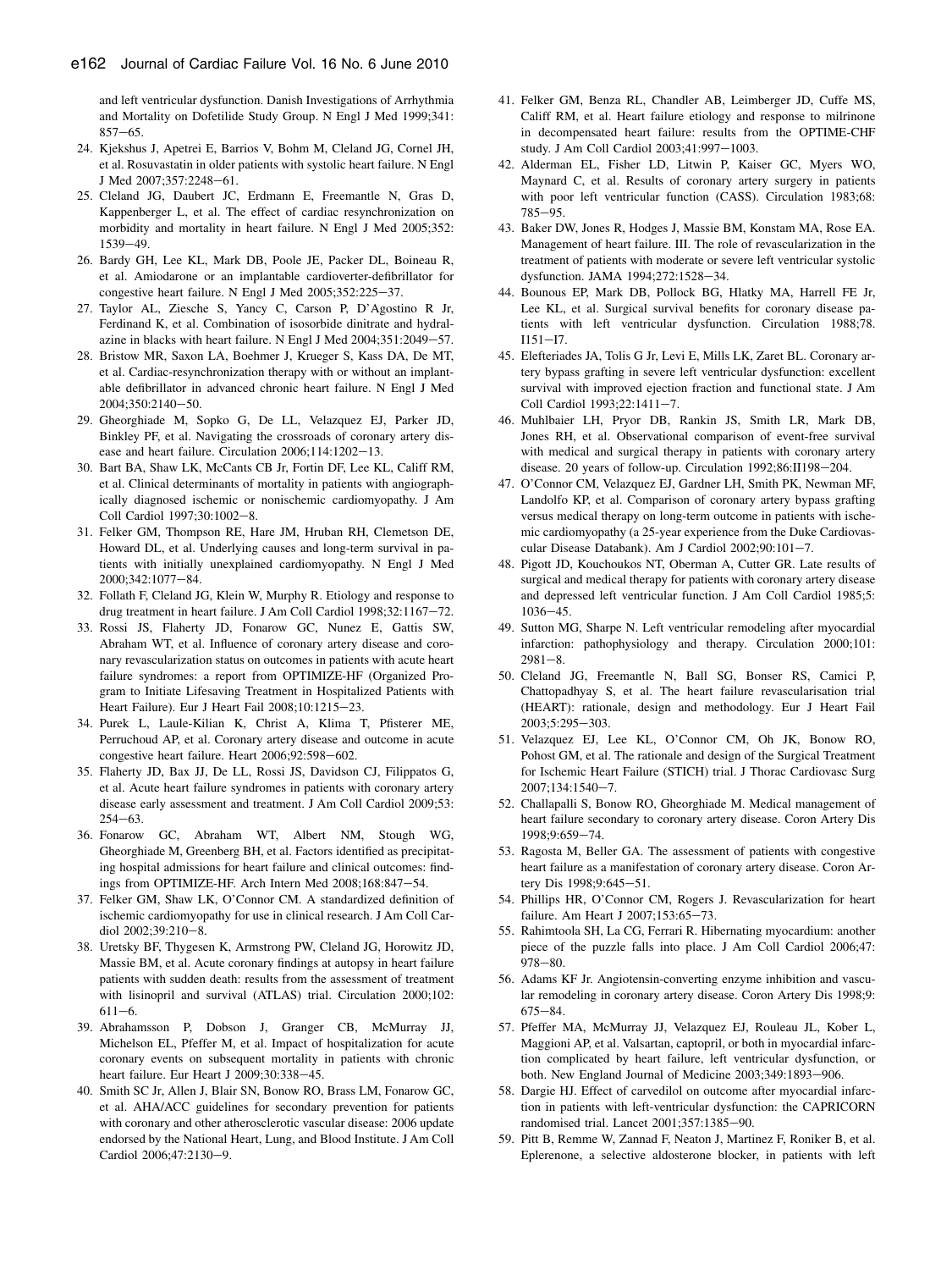and left ventricular dysfunction. Danish Investigations of Arrhythmia and Mortality on Dofetilide Study Group. N Engl J Med 1999;341: 857–65.

24. Kjekshus J, Apetrei E, Barrios V, Bohm M, Cleland JG, Cornel JH, et al. Rosuvastatin in older patients with systolic heart failure. N Engl J Med 2007;357:2248–61.
25. Cleland JG, Daubert JC, Erdmann E, Freemantle N, Gras D, Kappenberger L, et al. The effect of cardiac resynchronization on morbidity and mortality in heart failure. N Engl J Med 2005;352: 1539–49.
26. Bardy GH, Lee KL, Mark DB, Poole JE, Packer DL, Boineau R, et al. Amiodarone or an implantable cardioverter-defibrillator for congestive heart failure. N Engl J Med 2005;352:225–37.
27. Taylor AL, Ziesche S, Yancy C, Carson P, D'Agostino R Jr, Ferdinand K, et al. Combination of isosorbide dinitrate and hydralazine in blacks with heart failure. N Engl J Med 2004;351:2049–57.
28. Bristow MR, Saxon LA, Boehmer J, Krueger S, Kass DA, De MT, et al. Cardiac-resynchronization therapy with or without an implantable defibrillator in advanced chronic heart failure. N Engl J Med 2004;350:2140–50.
29. Gheorghiade M, Sopko G, De LL, Velazquez EJ, Parker JD, Binkley PF, et al. Navigating the crossroads of coronary artery disease and heart failure. Circulation 2006;114:1202–13.
30. Bart BA, Shaw LK, McCants CB Jr, Fortin DF, Lee KL, Califf RM, et al. Clinical determinants of mortality in patients with angiographically diagnosed ischemic or nonischemic cardiomyopathy. J Am Coll Cardiol 1997;30:1002–8.
31. Felker GM, Thompson RE, Hare JM, Hruban RH, Clemetson DE, Howard DL, et al. Underlying causes and long-term survival in patients with initially unexplained cardiomyopathy. N Engl J Med 2000;342:1077–84.
32. Follath F, Cleland JG, Klein W, Murphy R. Etiology and response to drug treatment in heart failure. J Am Coll Cardiol 1998;32:1167–72.
33. Rossi JS, Flaherty JD, Fonarow GC, Nunez E, Gattis SW, Abraham WT, et al. Influence of coronary artery disease and coronary revascularization status on outcomes in patients with acute heart failure syndromes: a report from OPTIMIZE-HF (Organized Program to Initiate Lifesaving Treatment in Hospitalized Patients with Heart Failure). Eur J Heart Fail 2008;10:1215–23.
34. Purek L, Laule-Kilian K, Christ A, Klima T, Pfisterer ME, Perruchoud AP, et al. Coronary artery disease and outcome in acute congestive heart failure. Heart 2006;92:598–602.
35. Flaherty JD, Bax JJ, De LL, Rossi JS, Davidson CJ, Filippatos G, et al. Acute heart failure syndromes in patients with coronary artery disease early assessment and treatment. J Am Coll Cardiol 2009;53: 254–63.
36. Fonarow GC, Abraham WT, Albert NM, Stough WG, Gheorghiade M, Greenberg BH, et al. Factors identified as precipitating hospital admissions for heart failure and clinical outcomes: findings from OPTIMIZE-HF. Arch Intern Med 2008;168:847–54.
37. Felker GM, Shaw LK, O'Connor CM. A standardized definition of ischemic cardiomyopathy for use in clinical research. J Am Coll Cardiol 2002;39:210–8.
38. Uretsky BF, Thygesen K, Armstrong PW, Cleland JG, Horowitz JD, Massie BM, et al. Acute coronary findings at autopsy in heart failure patients with sudden death: results from the assessment of treatment with lisinopril and survival (ATLAS) trial. Circulation 2000;102: 611–6.
39. Abrahamsson P, Dobson J, Granger CB, McMurray JJ, Michelson EL, Pfeffer M, et al. Impact of hospitalization for acute coronary events on subsequent mortality in patients with chronic heart failure. Eur Heart J 2009;30:338–45.
40. Smith SC Jr, Allen J, Blair SN, Bonow RO, Brass LM, Fonarow GC, et al. AHA/ACC guidelines for secondary prevention for patients with coronary and other atherosclerotic vascular disease: 2006 update endorsed by the National Heart, Lung, and Blood Institute. J Am Coll Cardiol 2006;47:2130–9.
41. Felker GM, Benza RL, Chandler AB, Leimberger JD, Cuffe MS, Califf RM, et al. Heart failure etiology and response to milrinone in decompensated heart failure: results from the OPTIME-CHF study. J Am Coll Cardiol 2003;41:997–1003.
42. Alderman EL, Fisher LD, Litwin P, Kaiser GC, Myers WO, Maynard C, et al. Results of coronary artery surgery in patients with poor left ventricular function (CASS). Circulation 1983;68: 785–95.
43. Baker DW, Jones R, Hodges J, Massie BM, Konstam MA, Rose EA. Management of heart failure. III. The role of revascularization in the treatment of patients with moderate or severe left ventricular systolic dysfunction. JAMA 1994;272:1528–34.
44. Bounous EP, Mark DB, Pollock BG, Hlatky MA, Harrell FE Jr, Lee KL, et al. Surgical survival benefits for coronary disease patients with left ventricular dysfunction. Circulation 1988;78. I151–I7.
45. Elefteriades JA, Tolis G Jr, Levi E, Mills LK, Zaret BL. Coronary artery bypass grafting in severe left ventricular dysfunction: excellent survival with improved ejection fraction and functional state. J Am Coll Cardiol 1993;22:1411–7.
46. Muhlbaier LH, Pryor DB, Rankin JS, Smith LR, Mark DB, Jones RH, et al. Observational comparison of event-free survival with medical and surgical therapy in patients with coronary artery disease. 20 years of follow-up. Circulation 1992;86:II198–204.
47. O'Connor CM, Velazquez EJ, Gardner LH, Smith PK, Newman MF, Landolfo KP, et al. Comparison of coronary artery bypass grafting versus medical therapy on long-term outcome in patients with ischemic cardiomyopathy (a 25-year experience from the Duke Cardiovascular Disease Databank). Am J Cardiol 2002;90:101–7.
48. Pigott JD, Kouchoukos NT, Oberman A, Cutter GR. Late results of surgical and medical therapy for patients with coronary artery disease and depressed left ventricular function. J Am Coll Cardiol 1985;5: 1036–45.
49. Sutton MG, Sharpe N. Left ventricular remodeling after myocardial infarction: pathophysiology and therapy. Circulation 2000;101: 2981–8.
50. Cleland JG, Freemantle N, Ball SG, Bonser RS, Camici P, Chattopadhyay S, et al. The heart failure revascularisation trial (HEART): rationale, design and methodology. Eur J Heart Fail 2003;5:295–303.
51. Velazquez EJ, Lee KL, O'Connor CM, Oh JK, Bonow RO, Pohost GM, et al. The rationale and design of the Surgical Treatment for Ischemic Heart Failure (STICH) trial. J Thorac Cardiovasc Surg 2007;134:1540–7.
52. Challapalli S, Bonow RO, Gheorghiade M. Medical management of heart failure secondary to coronary artery disease. Coron Artery Dis 1998;9:659–74.
53. Ragosta M, Beller GA. The assessment of patients with congestive heart failure as a manifestation of coronary artery disease. Coron Artery Dis 1998;9:645–51.
54. Phillips HR, O'Connor CM, Rogers J. Revascularization for heart failure. Am Heart J 2007;153:65–73.
55. Rahimtoola SH, La CG, Ferrari R. Hibernating myocardium: another piece of the puzzle falls into place. J Am Coll Cardiol 2006;47: 978–80.
56. Adams KF Jr. Angiotensin-converting enzyme inhibition and vascular remodeling in coronary artery disease. Coron Artery Dis 1998;9: 675–84.
57. Pfeffer MA, McMurray JJ, Velazquez EJ, Rouleau JL, Kober L, Maggioni AP, et al. Valsartan, captopril, or both in myocardial infarction complicated by heart failure, left ventricular dysfunction, or both. New England Journal of Medicine 2003;349:1893–906.
58. Dargie HJ. Effect of carvedilol on outcome after myocardial infarction in patients with left-ventricular dysfunction: the CAPRICORN randomised trial. Lancet 2001;357:1385–90.
59. Pitt B, Remme W, Zannad F, Neaton J, Martinez F, Roniker B, et al. Eplerenone, a selective aldosterone blocker, in patients with left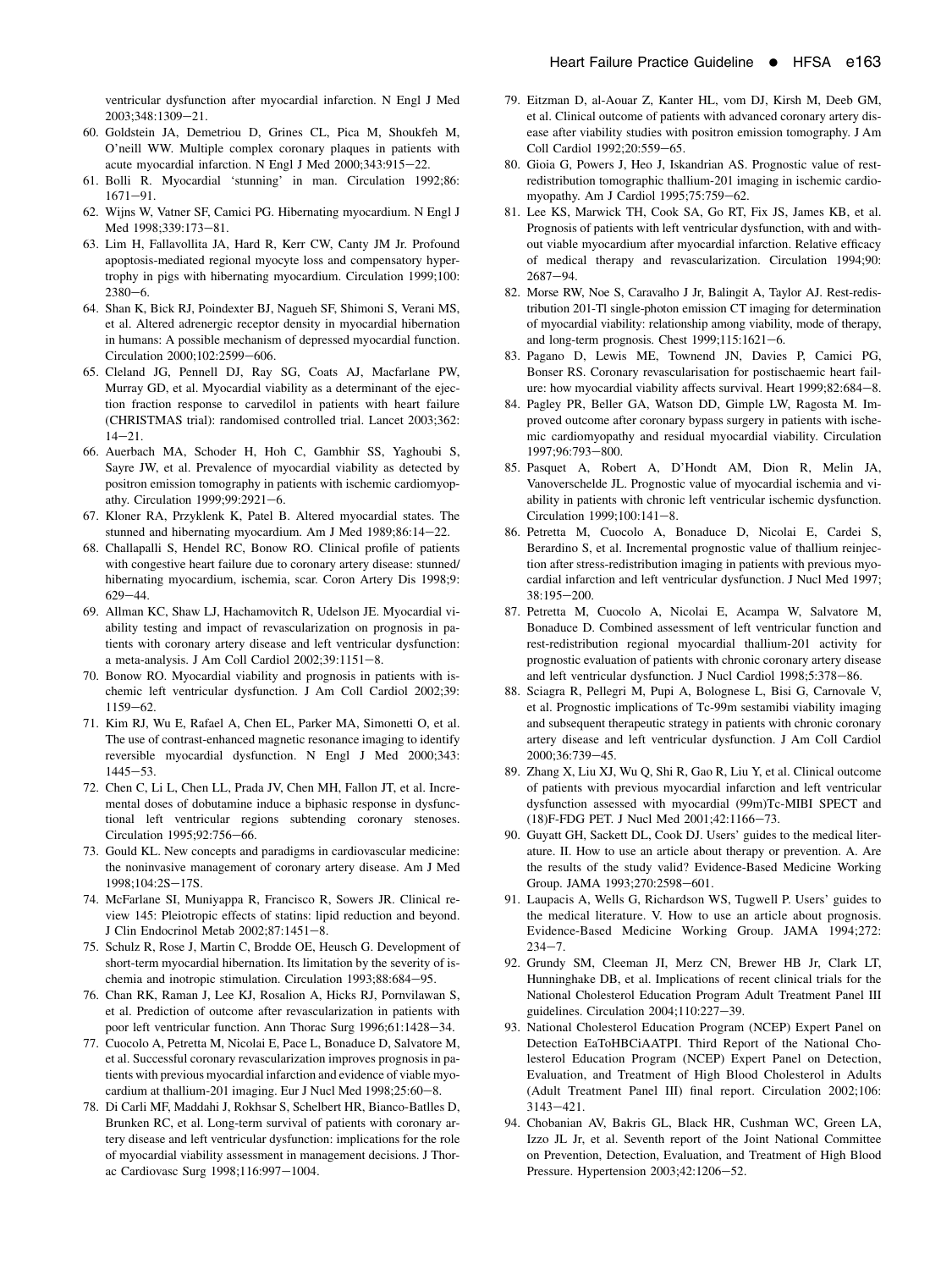ventricular dysfunction after myocardial infarction. N Engl J Med 2003;348:1309–21.

60. Goldstein JA, Demetriou D, Grines CL, Pica M, Shoukfeh M, O'neill WW. Multiple complex coronary plaques in patients with acute myocardial infarction. N Engl J Med 2000;343:915–22.
61. Bolli R. Myocardial 'stunning' in man. Circulation 1992;86: 1671–91.
62. Wijns W, Vatner SF, Camici PG. Hibernating myocardium. N Engl J Med 1998;339:173–81.
63. Lim H, Fallavollita JA, Hard R, Kerr CW, Canty JM Jr. Profound apoptosis-mediated regional myocyte loss and compensatory hypertrophy in pigs with hibernating myocardium. Circulation 1999;100: 2380–6.
64. Shan K, Bick RJ, Poindexter BJ, Nagueh SF, Shimoni S, Verani MS, et al. Altered adrenergic receptor density in myocardial hibernation in humans: A possible mechanism of depressed myocardial function. Circulation 2000;102:2599–606.
65. Cleland JG, Pennell DJ, Ray SG, Coats AJ, Macfarlane PW, Murray GD, et al. Myocardial viability as a determinant of the ejection fraction response to carvedilol in patients with heart failure (CHRISTMAS trial): randomised controlled trial. Lancet 2003;362: 14–21.
66. Auerbach MA, Schoder H, Hoh C, Gambhir SS, Yaghoubi S, Sayre JW, et al. Prevalence of myocardial viability as detected by positron emission tomography in patients with ischemic cardiomyopathy. Circulation 1999;99:2921–6.
67. Kloner RA, Przyklenk K, Patel B. Altered myocardial states. The stunned and hibernating myocardium. Am J Med 1989;86:14–22.
68. Challapalli S, Hendel RC, Bonow RO. Clinical profile of patients with congestive heart failure due to coronary artery disease: stunned/ hibernating myocardium, ischemia, scar. Coron Artery Dis 1998;9: 629–44.
69. Allman KC, Shaw LJ, Hachamovitch R, Udelson JE. Myocardial viability testing and impact of revascularization on prognosis in patients with coronary artery disease and left ventricular dysfunction: a meta-analysis. J Am Coll Cardiol 2002;39:1151–8.
70. Bonow RO. Myocardial viability and prognosis in patients with ischemic left ventricular dysfunction. J Am Coll Cardiol 2002;39: 1159–62.
71. Kim RJ, Wu E, Rafael A, Chen EL, Parker MA, Simonetti O, et al. The use of contrast-enhanced magnetic resonance imaging to identify reversible myocardial dysfunction. N Engl J Med 2000;343: 1445–53.
72. Chen C, Li L, Chen LL, Prada JV, Chen MH, Fallon JT, et al. Incremental doses of dobutamine induce a biphasic response in dysfunctional left ventricular regions subtending coronary stenoses. Circulation 1995;92:756–66.
73. Gould KL. New concepts and paradigms in cardiovascular medicine: the noninvasive management of coronary artery disease. Am J Med 1998;104:2S–17S.
74. McFarlane SI, Muniyappa R, Francisco R, Sowers JR. Clinical review 145: Pleiotropic effects of statins: lipid reduction and beyond. J Clin Endocrinol Metab 2002;87:1451–8.
75. Schulz R, Rose J, Martin C, Brodde OE, Heusch G. Development of short-term myocardial hibernation. Its limitation by the severity of ischemia and inotropic stimulation. Circulation 1993;88:684–95.
76. Chan RK, Raman J, Lee KJ, Rosalion A, Hicks RJ, Pornvilawan S, et al. Prediction of outcome after revascularization in patients with poor left ventricular function. Ann Thorac Surg 1996;61:1428–34.
77. Cuocolo A, Petretta M, Nicolai E, Pace L, Bonaduce D, Salvatore M, et al. Successful coronary revascularization improves prognosis in patients with previous myocardial infarction and evidence of viable myocardium at thallium-201 imaging. Eur J Nucl Med 1998;25:60–8.
78. Di Carli MF, Maddahi J, Rokhsar S, Schelbert HR, Bianco-Batlles D, Brunken RC, et al. Long-term survival of patients with coronary artery disease and left ventricular dysfunction: implications for the role of myocardial viability assessment in management decisions. J Thorac Cardiovasc Surg 1998;116:997–1004.
79. Eitzman D, al-Aouar Z, Kanter HL, vom DJ, Kirsh M, Deeb GM, et al. Clinical outcome of patients with advanced coronary artery disease after viability studies with positron emission tomography. J Am Coll Cardiol 1992;20:559–65.
80. Gioia G, Powers J, Heo J, Iskandrian AS. Prognostic value of rest-redistribution tomographic thallium-201 imaging in ischemic cardiomyopathy. Am J Cardiol 1995;75:759–62.
81. Lee KS, Marwick TH, Cook SA, Go RT, Fix JS, James KB, et al. Prognosis of patients with left ventricular dysfunction, with and without viable myocardium after myocardial infarction. Relative efficacy of medical therapy and revascularization. Circulation 1994;90: 2687–94.
82. Morse RW, Noe S, Caravalho J Jr, Balingit A, Taylor AJ. Rest-redistribution 201-Tl single-photon emission CT imaging for determination of myocardial viability: relationship among viability, mode of therapy, and long-term prognosis. Chest 1999;115:1621–6.
83. Pagano D, Lewis ME, Townend JN, Davies P, Camici PG, Bonser RS. Coronary revascularisation for postischaemic heart failure: how myocardial viability affects survival. Heart 1999;82:684–8.
84. Pagley PR, Beller GA, Watson DD, Gimple LW, Ragosta M. Improved outcome after coronary bypass surgery in patients with ischemic cardiomyopathy and residual myocardial viability. Circulation 1997;96:793–800.
85. Pasquet A, Robert A, D'Hondt AM, Dion R, Melin JA, Vanoverschelde JL. Prognostic value of myocardial ischemia and viability in patients with chronic left ventricular ischemic dysfunction. Circulation 1999;100:141–8.
86. Petretta M, Cuocolo A, Bonaduce D, Nicolai E, Cardei S, Berardino S, et al. Incremental prognostic value of thallium reinjection after stress-redistribution imaging in patients with previous myocardial infarction and left ventricular dysfunction. J Nucl Med 1997; 38:195–200.
87. Petretta M, Cuocolo A, Nicolai E, Acampa W, Salvatore M, Bonaduce D. Combined assessment of left ventricular function and rest-redistribution regional myocardial thallium-201 activity for prognostic evaluation of patients with chronic coronary artery disease and left ventricular dysfunction. J Nucl Cardiol 1998;5:378–86.
88. Sciagra R, Pellegri M, Pupi A, Bolognese L, Bisi G, Carnovale V, et al. Prognostic implications of Tc-99m sestamibi viability imaging and subsequent therapeutic strategy in patients with chronic coronary artery disease and left ventricular dysfunction. J Am Coll Cardiol 2000;36:739–45.
89. Zhang X, Liu XJ, Wu Q, Shi R, Gao R, Liu Y, et al. Clinical outcome of patients with previous myocardial infarction and left ventricular dysfunction assessed with myocardial (99m)Tc-MIBI SPECT and (18)F-FDG PET. J Nucl Med 2001;42:1166–73.
90. Guyatt GH, Sackett DL, Cook DJ. Users' guides to the medical literature. II. How to use an article about therapy or prevention. A. Are the results of the study valid? Evidence-Based Medicine Working Group. JAMA 1993;270:2598–601.
91. Laupacis A, Wells G, Richardson WS, Tugwell P. Users' guides to the medical literature. V. How to use an article about prognosis. Evidence-Based Medicine Working Group. JAMA 1994;272: 234–7.
92. Grundy SM, Cleeman JI, Merz CN, Brewer HB Jr, Clark LT, Hunninghake DB, et al. Implications of recent clinical trials for the National Cholesterol Education Program Adult Treatment Panel III guidelines. Circulation 2004;110:227–39.
93. National Cholesterol Education Program (NCEP) Expert Panel on Detection EaToHBCiAATPI. Third Report of the National Cholesterol Education Program (NCEP) Expert Panel on Detection, Evaluation, and Treatment of High Blood Cholesterol in Adults (Adult Treatment Panel III) final report. Circulation 2002;106: 3143–421.
94. Chobanian AV, Bakris GL, Black HR, Cushman WC, Green LA, Izzo JL Jr, et al. Seventh report of the Joint National Committee on Prevention, Detection, Evaluation, and Treatment of High Blood Pressure. Hypertension 2003;42:1206–52.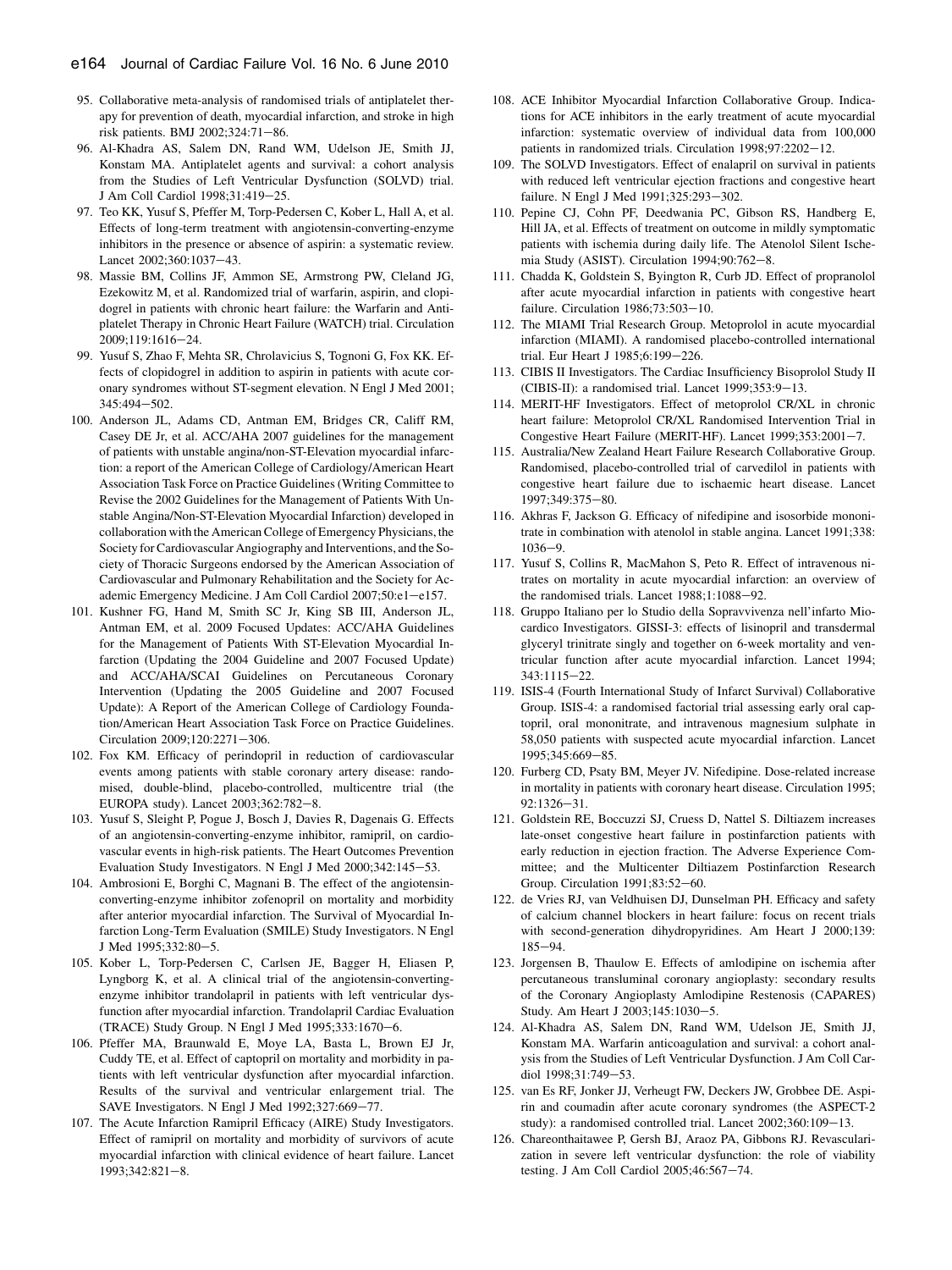95. Collaborative meta-analysis of randomised trials of antiplatelet therapy for prevention of death, myocardial infarction, and stroke in high risk patients. BMJ 2002;324:71–86.
96. Al-Khadra AS, Salem DN, Rand WM, Udelson JE, Smith JJ, Konstam MA. Antiplatelet agents and survival: a cohort analysis from the Studies of Left Ventricular Dysfunction (SOLVD) trial. J Am Coll Cardiol 1998;31:419–25.
97. Teo KK, Yusuf S, Pfeffer M, Torp-Pedersen C, Kober L, Hall A, et al. Effects of long-term treatment with angiotensin-converting-enzyme inhibitors in the presence or absence of aspirin: a systematic review. Lancet 2002;360:1037–43.
98. Massie BM, Collins JF, Ammon SE, Armstrong PW, Cleland JG, Ezekowitz M, et al. Randomized trial of warfarin, aspirin, and clopidogrel in patients with chronic heart failure: the Warfarin and Antiplatelet Therapy in Chronic Heart Failure (WATCH) trial. Circulation 2009;119:1616–24.
99. Yusuf S, Zhao F, Mehta SR, Chrolavicius S, Tognoni G, Fox KK. Effects of clopidogrel in addition to aspirin in patients with acute coronary syndromes without ST-segment elevation. N Engl J Med 2001; 345:494–502.
100. Anderson JL, Adams CD, Antman EM, Bridges CR, Califf RM, Casey DE Jr, et al. ACC/AHA 2007 guidelines for the management of patients with unstable angina/non-ST-Elevation myocardial infarction: a report of the American College of Cardiology/American Heart Association Task Force on Practice Guidelines (Writing Committee to Revise the 2002 Guidelines for the Management of Patients With Unstable Angina/Non-ST-Elevation Myocardial Infarction) developed in collaboration with the American College of Emergency Physicians, the Society for Cardiovascular Angiography and Interventions, and the Society of Thoracic Surgeons endorsed by the American Association of Cardiovascular and Pulmonary Rehabilitation and the Society for Academic Emergency Medicine. J Am Coll Cardiol 2007;50:e1–e157.
101. Kushner FG, Hand M, Smith SC Jr, King SB III, Anderson JL, Antman EM, et al. 2009 Focused Updates: ACC/AHA Guidelines for the Management of Patients With ST-Elevation Myocardial Infarction (Updating the 2004 Guideline and 2007 Focused Update) and ACC/AHA/SCAI Guidelines on Percutaneous Coronary Intervention (Updating the 2005 Guideline and 2007 Focused Update): A Report of the American College of Cardiology Foundation/American Heart Association Task Force on Practice Guidelines. Circulation 2009;120:2271–306.
102. Fox KM. Efficacy of perindopril in reduction of cardiovascular events among patients with stable coronary artery disease: randomised, double-blind, placebo-controlled, multicentre trial (the EUROPA study). Lancet 2003;362:782–8.
103. Yusuf S, Sleight P, Pogue J, Bosch J, Davies R, Dagenais G. Effects of an angiotensin-converting-enzyme inhibitor, ramipril, on cardiovascular events in high-risk patients. The Heart Outcomes Prevention Evaluation Study Investigators. N Engl J Med 2000;342:145–53.
104. Ambrosioni E, Borghi C, Magnani B. The effect of the angiotensin-converting-enzyme inhibitor zofenopril on mortality and morbidity after anterior myocardial infarction. The Survival of Myocardial Infarction Long-Term Evaluation (SMILE) Study Investigators. N Engl J Med 1995;332:80–5.
105. Kober L, Torp-Pedersen C, Carlsen JE, Bagger H, Eliasen P, Lyngborg K, et al. A clinical trial of the angiotensin-converting-enzyme inhibitor trandolapril in patients with left ventricular dysfunction after myocardial infarction. Trandolapril Cardiac Evaluation (TRACE) Study Group. N Engl J Med 1995;333:1670–6.
106. Pfeffer MA, Braunwald E, Moye LA, Basta L, Brown EJ Jr, Cuddy TE, et al. Effect of captopril on mortality and morbidity in patients with left ventricular dysfunction after myocardial infarction. Results of the survival and ventricular enlargement trial. The SAVE Investigators. N Engl J Med 1992;327:669–77.
107. The Acute Infarction Ramipril Efficacy (AIRE) Study Investigators. Effect of ramipril on mortality and morbidity of survivors of acute myocardial infarction with clinical evidence of heart failure. Lancet 1993;342:821–8.
108. ACE Inhibitor Myocardial Infarction Collaborative Group. Indications for ACE inhibitors in the early treatment of acute myocardial infarction: systematic overview of individual data from 100,000 patients in randomized trials. Circulation 1998;97:2202–12.
109. The SOLVD Investigators. Effect of enalapril on survival in patients with reduced left ventricular ejection fractions and congestive heart failure. N Engl J Med 1991;325:293–302.
110. Pepine CJ, Cohn PF, Deedwania PC, Gibson RS, Handberg E, Hill JA, et al. Effects of treatment on outcome in mildly symptomatic patients with ischemia during daily life. The Atenolol Silent Ischemia Study (ASIST). Circulation 1994;90:762–8.
111. Chadda K, Goldstein S, Byington R, Curb JD. Effect of propranolol after acute myocardial infarction in patients with congestive heart failure. Circulation 1986;73:503–10.
112. The MIAMI Trial Research Group. Metoprolol in acute myocardial infarction (MIAMI). A randomised placebo-controlled international trial. Eur Heart J 1985;6:199–226.
113. CIBIS II Investigators. The Cardiac Insufficiency Bisoprolol Study II (CIBIS-II): a randomised trial. Lancet 1999;353:9–13.
114. MERIT-HF Investigators. Effect of metoprolol CR/XL in chronic heart failure: Metoprolol CR/XL Randomised Intervention Trial in Congestive Heart Failure (MERIT-HF). Lancet 1999;353:2001–7.
115. Australia/New Zealand Heart Failure Research Collaborative Group. Randomised, placebo-controlled trial of carvedilol in patients with congestive heart failure due to ischaemic heart disease. Lancet 1997;349:375–80.
116. Akhras F, Jackson G. Efficacy of nifedipine and isosorbide mononitrate in combination with atenolol in stable angina. Lancet 1991;338: 1036–9.
117. Yusuf S, Collins R, MacMahon S, Peto R. Effect of intravenous nitrates on mortality in acute myocardial infarction: an overview of the randomised trials. Lancet 1988;1:1088–92.
118. Gruppo Italiano per lo Studio della Sopravvivenza nell'infarto Miocardico Investigators. GISSI-3: effects of lisinopril and transdermal glyceryl trinitrate singly and together on 6-week mortality and ventricular function after acute myocardial infarction. Lancet 1994; 343:1115–22.
119. ISIS-4 (Fourth International Study of Infarct Survival) Collaborative Group. ISIS-4: a randomised factorial trial assessing early oral captopril, oral mononitrate, and intravenous magnesium sulphate in 58,050 patients with suspected acute myocardial infarction. Lancet 1995;345:669–85.
120. Furberg CD, Psaty BM, Meyer JV. Nifedipine. Dose-related increase in mortality in patients with coronary heart disease. Circulation 1995; 92:1326–31.
121. Goldstein RE, Boccuzzi SJ, Cruess D, Nattel S. Diltiazem increases late-onset congestive heart failure in postinfarction patients with early reduction in ejection fraction. The Adverse Experience Committee; and the Multicenter Diltiazem Postinfarction Research Group. Circulation 1991;83:52–60.
122. de Vries RJ, van Veldhuisen DJ, Dunselman PH. Efficacy and safety of calcium channel blockers in heart failure: focus on recent trials with second-generation dihydropyridines. Am Heart J 2000;139: 185–94.
123. Jorgensen B, Thaulow E. Effects of amlodipine on ischemia after percutaneous transluminal coronary angioplasty: secondary results of the Coronary Angioplasty Amlodipine Restenosis (CAPARES) Study. Am Heart J 2003;145:1030–5.
124. Al-Khadra AS, Salem DN, Rand WM, Udelson JE, Smith JJ, Konstam MA. Warfarin anticoagulation and survival: a cohort analysis from the Studies of Left Ventricular Dysfunction. J Am Coll Cardiol 1998;31:749–53.
125. van Es RF, Jonker JJ, Verheugt FW, Deckers JW, Grobbee DE. Aspirin and coumadin after acute coronary syndromes (the ASPECT-2 study): a randomised controlled trial. Lancet 2002;360:109–13.
126. Chareonthaitawee P, Gersh BJ, Araoz PA, Gibbons RJ. Revascularization in severe left ventricular dysfunction: the role of viability testing. J Am Coll Cardiol 2005;46:567–74.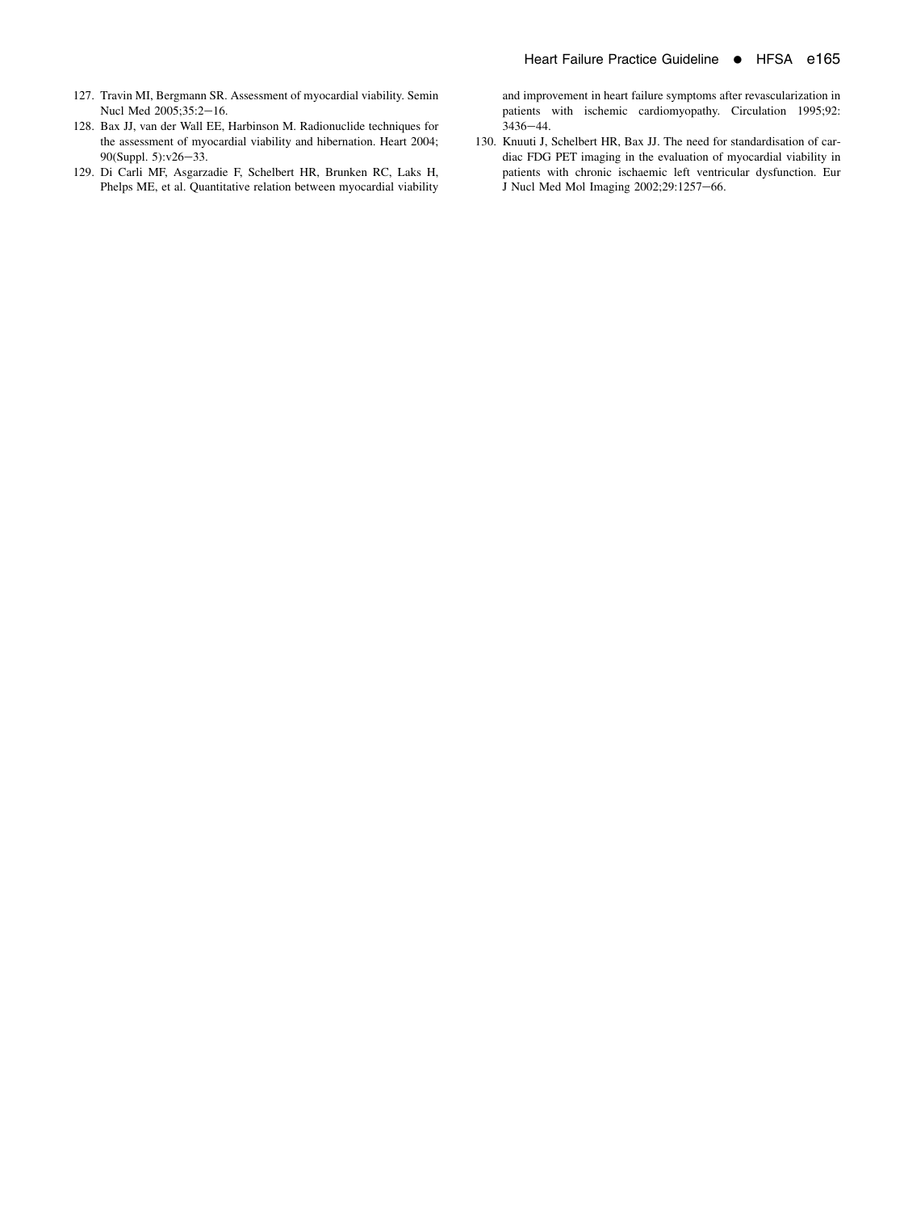127. Travin MI, Bergmann SR. Assessment of myocardial viability. Semin Nucl Med 2005;35:2–16.
128. Bax JJ, van der Wall EE, Harbinson M. Radionuclide techniques for the assessment of myocardial viability and hibernation. Heart 2004; 90(Suppl. 5):v26–33.
129. Di Carli MF, Asgarzadie F, Schelbert HR, Brunken RC, Laks H, Phelps ME, et al. Quantitative relation between myocardial viability and improvement in heart failure symptoms after revascularization in patients with ischemic cardiomyopathy. Circulation 1995;92: 3436–44.
130. Knuuti J, Schelbert HR, Bax JJ. The need for standardisation of cardiac FDG PET imaging in the evaluation of myocardial viability in patients with chronic ischaemic left ventricular dysfunction. Eur J Nucl Med Mol Imaging 2002;29:1257–66.